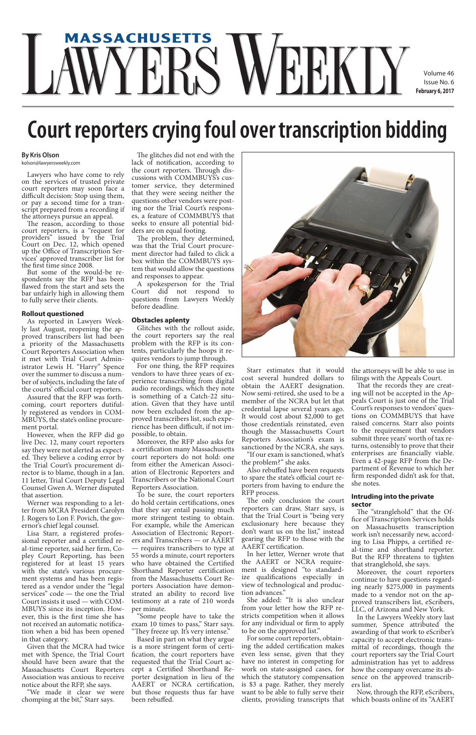# Court reporters crying foul over transcription bidding

**By Kris Olson**
kolson@lawyersweekly.com

Lawyers who have come to rely on the services of trusted private court reporters may soon face a difficult decision: Stop using them, or pay a second time for a transcript prepared from a recording if the attorneys pursue an appeal.

The reason, according to those court reporters, is a "request for providers" issued by the Trial Court on Dec. 12, which opened up the Office of Transcription Services' approved transcriber list for the first time since 2008.

But some of the would-be respondents say the RFP has been flawed from the start and sets the bar unfairly high in allowing them to fully serve their clients.

## Rollout questioned

As reported in Lawyers Weekly last August, reopening the approved transcribers list had been a priority of the Massachusetts Court Reporters Association when it met with Trial Court Administrator Lewis H. "Harry" Spence over the summer to discuss a number of subjects, including the fate of the courts' official court reporters.

Assured that the RFP was forthcoming, court reporters dutifully registered as vendors in COMMBUYS, the state's online procurement portal.

However, when the RFP did go live Dec. 12, many court reporters say they were not alerted as expected. They believe a coding error by the Trial Court's procurement director is to blame, though in a Jan. 11 letter, Trial Court Deputy Legal Counsel Gwen A. Werner disputed that assertion.

Werner was responding to a letter from MCRA President Carolyn J. Rogers to Lon F. Povich, the governor's chief legal counsel.

Lisa Starr, a registered professional reporter and a certified real-time reporter, said her firm, Copley Court Reporting, has been registered for at least 15 years with the state's various procurement systems and has been registered as a vendor under the "legal services" code — the one the Trial Court insists it used — with COMMBUYS since its inception. However, this is the first time she has not received an automatic notification when a bid has been opened in that category.

Given that the MCRA had twice met with Spence, the Trial Court should have been aware that the Massachusetts Court Reporters Association was anxious to receive notice about the RFP, she says.

"We made it clear we were chomping at the bit," Starr says.

The glitches did not end with the lack of notification, according to the court reporters. Through discussions with COMMBUYS's customer service, they determined that they were seeing neither the questions other vendors were posting nor the Trial Court's responses, a feature of COMMBUYS that seeks to ensure all potential bidders are on equal footing.

The problem, they determined, was that the Trial Court procurement director had failed to click a box within the COMMBUYS system that would allow the questions and responses to appear.

A spokesperson for the Trial Court did not respond to questions from Lawyers Weekly before deadline.

## Obstacles aplenty

Glitches with the rollout aside, the court reporters say the real problem with the RFP is its contents, particularly the hoops it requires vendors to jump through.

For one thing, the RFP requires vendors to have three years of experience transcribing from digital audio recordings, which they note is something of a Catch-22 situation. Given that they have until now been excluded from the approved transcribers list, such experience has been difficult, if not impossible, to obtain.

Moreover, the RFP also asks for a certification many Massachusetts court reporters do not hold: one from either the American Association of Electronic Reporters and Transcribers or the National Court Reporters Association.

To be sure, the court reporters do hold certain certifications, ones that they say entail passing much more stringent testing to obtain. For example, while the American Association of Electronic Reporters and Transcribers — or AAERT — requires transcribers to type at 55 words a minute, court reporters who have obtained the Certified Shorthand Reporter certification from the Massachusetts Court Reporters Association have demonstrated an ability to record live testimony at a rate of 210 words per minute.

"Some people have to take the exam 10 times to pass," Starr says. "They freeze up. It's very intense."

Based in part on what they argue is a more stringent form of certification, the court reporters have requested that the Trial Court accept a Certified Shorthand Reporter designation in lieu of the AAERT or NCRA certification, but those requests thus far have been rebuffed.

Starr estimates that it would cost several hundred dollars to obtain the AAERT designation. Now semi-retired, she used to be a member of the NCRA but let that credential lapse several years ago. It would cost about $2,000 to get those credentials reinstated, even though the Massachusetts Court Reporters Association's exam is sanctioned by the NCRA, she says.

"If our exam is sanctioned, what's the problem?" she asks.

Also rebuffed have been requests to spare the state's official court reporters from having to endure the RFP process.

The only conclusion the court reporters can draw, Starr says, is that the Trial Court is "being very exclusionary here because they don't want us on the list," instead gearing the RFP to those with the AAERT certification.

In her letter, Werner wrote that the AAERT or NCRA requirement is designed "to standardize qualifications especially in view of technological and production advances."

She added: "It is also unclear from your letter how the RFP restricts competition when it allows for any individual or firm to apply to be on the approved list."

For some court reporters, obtaining the added certification makes even less sense, given that they have no interest in competing for work on state-assigned cases, for which the statutory compensation is $3 a page. Rather, they merely want to be able to fully serve their clients, providing transcripts that the attorneys will be able to use in filings with the Appeals Court.

That the records they are creating will not be accepted in the Appeals Court is just one of the Trial Court's responses to vendors' questions on COMMBUYS that have raised concerns. Starr also points to the requirement that vendors submit three years' worth of tax returns, ostensibly to prove that their enterprises are financially viable. Even a 42-page RFP from the Department of Revenue to which her firm responded didn't ask for that, she notes.

## Intruding into the private sector

The "stranglehold" that the Office of Transcription Services holds on Massachusetts transcription work isn't necessarily new, according to Lisa Phipps, a certified real-time and shorthand reporter. But the RFP threatens to tighten that stranglehold, she says.

Moreover, the court reporters continue to have questions regarding nearly $275,000 in payments made to a vendor not on the approved transcribers list, eScribers, LLC, of Arizona and New York.

In the Lawyers Weekly story last summer, Spence attributed the awarding of that work to eScriber's capacity to accept electronic transmittal of recordings, though the court reporters say the Trial Court administration has yet to address how the company overcame its absence on the approved transcribers list.

Now, through the RFP, eScribers, which boasts online of its "AAERT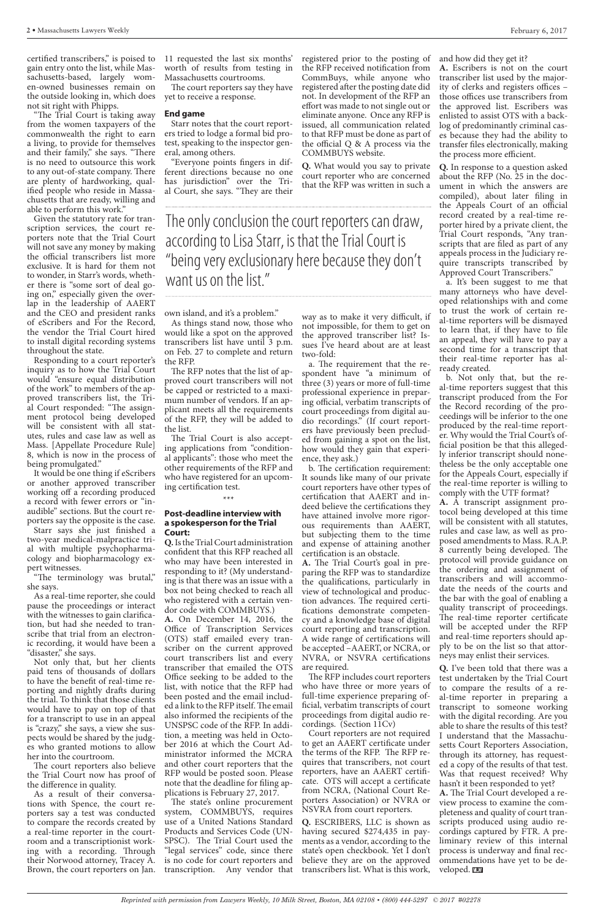certified transcribers," is poised to gain entry onto the list, while Massachusetts-based, largely women-owned businesses remain on the outside looking in, which does not sit right with Phipps.

"The Trial Court is taking away from the women taxpayers of the commonwealth the right to earn a living, to provide for themselves and their family," she says. "There is no need to outsource this work to any out-of-state company. There are plenty of hardworking, qualified people who reside in Massachusetts that are ready, willing and able to perform this work."

Given the statutory rate for transcription services, the court reporters note that the Trial Court will not save any money by making the official transcribers list more exclusive. It is hard for them not to wonder, in Starr's words, whether there is "some sort of deal going on," especially given the overlap in the leadership of AAERT and the CEO and president ranks of eScribers and For the Record, the vendor the Trial Court hired to install digital recording systems throughout the state.

Responding to a court reporter's inquiry as to how the Trial Court would "ensure equal distribution of the work" to members of the approved transcribers list, the Trial Court responded: "The assignment protocol being developed will be consistent with all statutes, rules and case law as well as Mass. [Appellate Procedure Rule] 8, which is now in the process of being promulgated."

It would be one thing if eScribers or another approved transcriber working off a recording produced a record with fewer errors or "inaudible" sections. But the court reporters say the opposite is the case.

Starr says she just finished a two-year medical-malpractice trial with multiple psychopharmacology and biopharmacology expert witnesses.

"The terminology was brutal," she says.

As a real-time reporter, she could pause the proceedings or interact with the witnesses to gain clarification, but had she needed to transcribe that trial from an electronic recording, it would have been a "disaster," she says.

Not only that, but her clients paid tens of thousands of dollars to have the benefit of real-time reporting and nightly drafts during the trial. To think that those clients would have to pay on top of that for a transcript to use in an appeal is "crazy," she says, a view she suspects would be shared by the judges who granted motions to allow her into the courtroom.

The court reporters also believe the Trial Court now has proof of the difference in quality.

As a result of their conversations with Spence, the court reporters say a test was conducted to compare the records created by a real-time reporter in the courtroom and a transcriptionist working with a recording. Through their Norwood attorney, Tracey A. Brown, the court reporters on Jan. 11 requested the last six months' worth of results from testing in Massachusetts courtrooms.

The court reporters say they have yet to receive a response.

## End game

Starr notes that the court reporters tried to lodge a formal bid protest, speaking to the inspector general, among others.

"Everyone points fingers in different directions because no one has jurisdiction" over the Trial Court, she says. "They are their own island, and it's a problem."

> The only conclusion the court reporters can draw, according to Lisa Starr, is that the Trial Court is "being very exclusionary here because they don't want us on the list."

As things stand now, those who would like a spot on the approved transcribers list have until 3 p.m. on Feb. 27 to complete and return the RFP.

The RFP notes that the list of approved court transcribers will not be capped or restricted to a maximum number of vendors. If an applicant meets all the requirements of the RFP, they will be added to the list.

The Trial Court is also accepting applications from "conditional applicants": those who meet the other requirements of the RFP and who have registered for an upcoming certification test.

\*\*\*

### Post-deadline interview with a spokesperson for the Trial Court:

**Q.** Is the Trial Court administration confident that this RFP reached all who may have been interested in responding to it? (My understanding is that there was an issue with a box not being checked to reach all who registered with a certain vendor code with COMMBUYS.)

**A.** On December 14, 2016, the Office of Transcription Services (OTS) staff emailed every transcriber on the current approved court transcribers list and every transcriber that emailed the OTS Office seeking to be added to the list, with notice that the RFP had been posted and the email included a link to the RFP itself. The email also informed the recipients of the UNSPSC code of the RFP. In addition, a meeting was held in October 2016 at which the Court Administrator informed the MCRA and other court reporters that the RFP would be posted soon. Please note that the deadline for filing applications is February 27, 2017.

The state's online procurement system, COMMBUYS, requires use of a United Nations Standard Products and Services Code (UNSPSC). The Trial Court used the "legal services" code, since there is no code for court reporters and transcription. Any vendor that registered prior to the posting of the RFP received notification from CommBuys, while anyone who registered after the posting date did not. In development of the RFP an effort was made to not single out or eliminate anyone. Once any RFP is issued, all communication related to that RFP must be done as part of the official Q & A process via the COMMBUYS website.

**Q.** What would you say to private court reporter who are concerned that the RFP was written in such a way as to make it very difficult, if not impossible, for them to get on the approved transcriber list? Issues I've heard about are at least two-fold:

a. The requirement that the respondent have "a minimum of three (3) years or more of full-time professional experience in preparing official, verbatim transcripts of court proceedings from digital audio recordings." (If court reporters have previously been precluded from gaining a spot on the list, how would they gain that experience, they ask.)

b. The certification requirement: It sounds like many of our private court reporters have other types of certification that AAERT and indeed believe the certifications they have attained involve more rigorous requirements than AAERT, but subjecting them to the time and expense of attaining another certification is an obstacle.

**A.** The Trial Court's goal in preparing the RFP was to standardize the qualifications, particularly in view of technological and production advances. The required certifications demonstrate competency and a knowledge base of digital court reporting and transcription. A wide range of certifications will be accepted –AAERT, or NCRA, or NVRA, or NSVRA certifications are required.

The RFP includes court reporters who have three or more years of full-time experience preparing official, verbatim transcripts of court proceedings from digital audio recordings. (Section 11Cv)

Court reporters are not required to get an AAERT certificate under the terms of the RFP. The RFP requires that transcribers, not court reporters, have an AAERT certificate. OTS will accept a certificate from NCRA, (National Court Reporters Association) or NVRA or NSVRA from court reporters.

**Q.** ESCRIBERS, LLC is shown as having secured $274,435 in payments as a vendor, according to the state's open checkbook. Yet I don't believe they are on the approved transcribers list. What is this work, and how did they get it?

**A.** Escribers is not on the court transcriber list used by the majority of clerks and registers offices – those offices use transcribers from the approved list. Escribers was enlisted to assist OTS with a backlog of predominantly criminal cases because they had the ability to transfer files electronically, making the process more efficient.

**Q.** In response to a question asked about the RFP (No. 25 in the document in which the answers are compiled), about later filing in the Appeals Court of an official record created by a real-time reporter hired by a private client, the Trial Court responds, "Any transcripts that are filed as part of any appeals process in the Judiciary require transcripts transcribed by Approved Court Transcribers."

a. It's been suggest to me that many attorneys who have developed relationships with and come to trust the work of certain real-time reporters will be dismayed to learn that, if they have to file an appeal, they will have to pay a second time for a transcript that their real-time reporter has already created.

b. Not only that, but the real-time reporters suggest that this transcript produced from the For the Record recording of the proceedings will be inferior to the one produced by the real-time reporter. Why would the Trial Court's official position be that this allegedly inferior transcript should nonetheless be the only acceptable one for the Appeals Court, especially if the real-time reporter is willing to comply with the UTF format?

**A.** A transcript assignment protocol being developed at this time will be consistent with all statutes, rules and case law, as well as proposed amendments to Mass. R.A.P. 8 currently being developed. The protocol will provide guidance on the ordering and assignment of transcribers and will accommodate the needs of the courts and the bar with the goal of enabling a quality transcript of proceedings. The real-time reporter certificate will be accepted under the RFP and real-time reporters should apply to be on the list so that attorneys may enlist their services.

**Q.** I've been told that there was a test undertaken by the Trial Court to compare the results of a real-time reporter in preparing a transcript to someone working with the digital recording. Are you able to share the results of this test? I understand that the Massachusetts Court Reporters Association, through its attorney, has requested a copy of the results of that test. Was that request received? Why hasn't it been responded to yet?

**A.** The Trial Court developed a review process to examine the completeness and quality of court transcripts produced using audio recordings captured by FTR. A preliminary review of this internal process is underway and final recommendations have yet to be developed.

*Reprinted with permission from Lawyers Weekly, 10 Milk Street, Boston, MA 02108 • (800) 444-5297 © 2017 #02278*